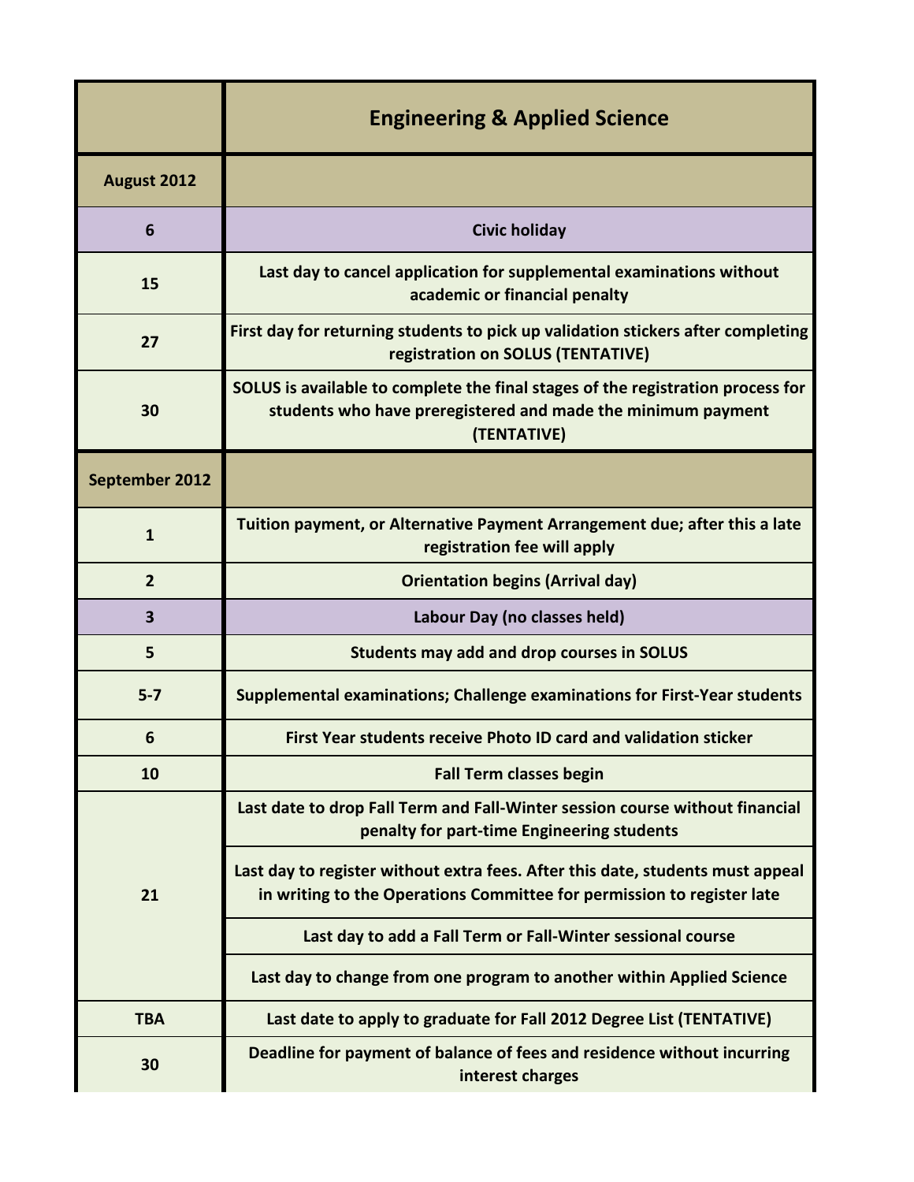| | Engineering & Applied Science |
|---|---|
| **August 2012** | |
| 6 | Civic holiday |
| 15 | Last day to cancel application for supplemental examinations without academic or financial penalty |
| 27 | First day for returning students to pick up validation stickers after completing registration on SOLUS (TENTATIVE) |
| 30 | SOLUS is available to complete the final stages of the registration process for students who have preregistered and made the minimum payment (TENTATIVE) |
| **September 2012** | |
| 1 | Tuition payment, or Alternative Payment Arrangement due; after this a late registration fee will apply |
| 2 | Orientation begins (Arrival day) |
| 3 | Labour Day (no classes held) |
| 5 | Students may add and drop courses in SOLUS |
| 5-7 | Supplemental examinations; Challenge examinations for First-Year students |
| 6 | First Year students receive Photo ID card and validation sticker |
| 10 | Fall Term classes begin |
| 21 | Last date to drop Fall Term and Fall-Winter session course without financial penalty for part-time Engineering students |
| | Last day to register without extra fees. After this date, students must appeal in writing to the Operations Committee for permission to register late |
| | Last day to add a Fall Term or Fall-Winter sessional course |
| | Last day to change from one program to another within Applied Science |
| TBA | Last date to apply to graduate for Fall 2012 Degree List (TENTATIVE) |
| 30 | Deadline for payment of balance of fees and residence without incurring interest charges |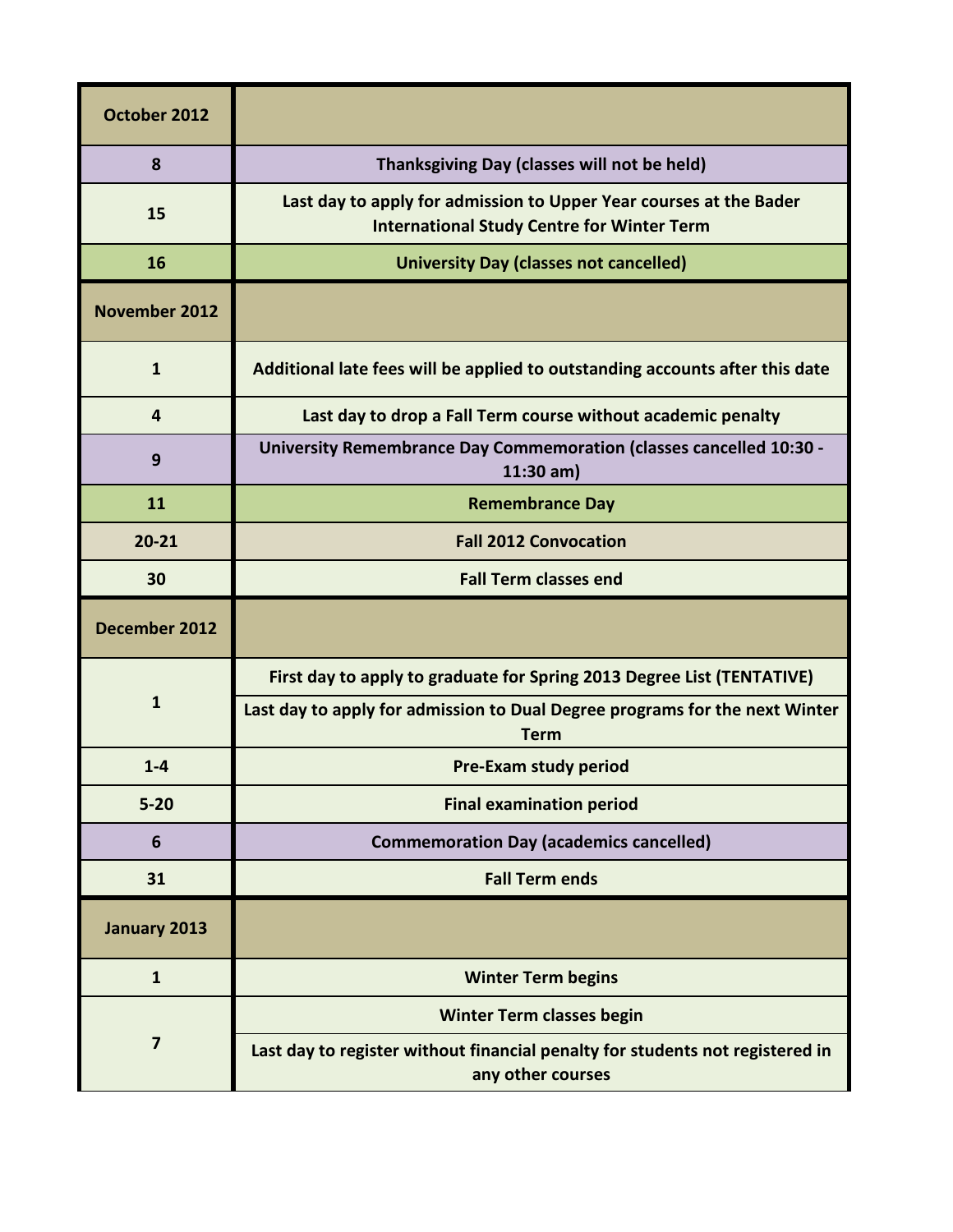| October 2012 | |
|---|---|
| 8 | Thanksgiving Day (classes will not be held) |
| 15 | Last day to apply for admission to Upper Year courses at the Bader International Study Centre for Winter Term |
| 16 | University Day (classes not cancelled) |
| **November 2012** | |
| 1 | Additional late fees will be applied to outstanding accounts after this date |
| 4 | Last day to drop a Fall Term course without academic penalty |
| 9 | University Remembrance Day Commemoration (classes cancelled 10:30 - 11:30 am) |
| 11 | Remembrance Day |
| 20-21 | Fall 2012 Convocation |
| 30 | Fall Term classes end |
| **December 2012** | |
| 1 | First day to apply to graduate for Spring 2013 Degree List (TENTATIVE) |
| | Last day to apply for admission to Dual Degree programs for the next Winter Term |
| 1-4 | Pre-Exam study period |
| 5-20 | Final examination period |
| 6 | Commemoration Day (academics cancelled) |
| 31 | Fall Term ends |
| **January 2013** | |
| 1 | Winter Term begins |
| 7 | Winter Term classes begin |
| | Last day to register without financial penalty for students not registered in any other courses |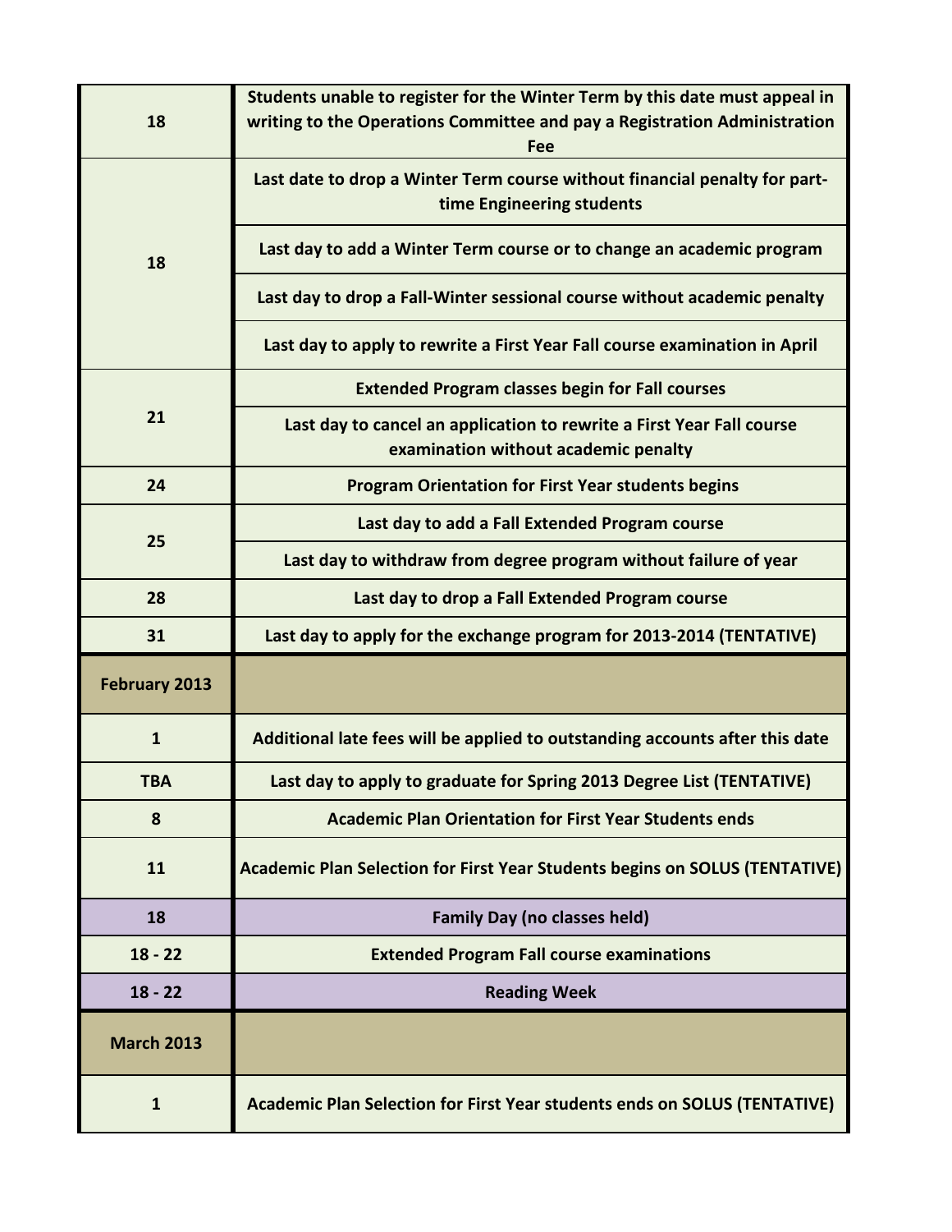| | |
|---|---|
| 18 | Students unable to register for the Winter Term by this date must appeal in writing to the Operations Committee and pay a Registration Administration Fee |
| 18 | Last date to drop a Winter Term course without financial penalty for part-time Engineering students |
| | Last day to add a Winter Term course or to change an academic program |
| | Last day to drop a Fall-Winter sessional course without academic penalty |
| | Last day to apply to rewrite a First Year Fall course examination in April |
| 21 | Extended Program classes begin for Fall courses |
| | Last day to cancel an application to rewrite a First Year Fall course examination without academic penalty |
| 24 | Program Orientation for First Year students begins |
| 25 | Last day to add a Fall Extended Program course |
| | Last day to withdraw from degree program without failure of year |
| 28 | Last day to drop a Fall Extended Program course |
| 31 | Last day to apply for the exchange program for 2013-2014 (TENTATIVE) |
| **February 2013** | |
| 1 | Additional late fees will be applied to outstanding accounts after this date |
| TBA | Last day to apply to graduate for Spring 2013 Degree List (TENTATIVE) |
| 8 | Academic Plan Orientation for First Year Students ends |
| 11 | Academic Plan Selection for First Year Students begins on SOLUS (TENTATIVE) |
| 18 | Family Day (no classes held) |
| 18 - 22 | Extended Program Fall course examinations |
| 18 - 22 | Reading Week |
| **March 2013** | |
| 1 | Academic Plan Selection for First Year students ends on SOLUS (TENTATIVE) |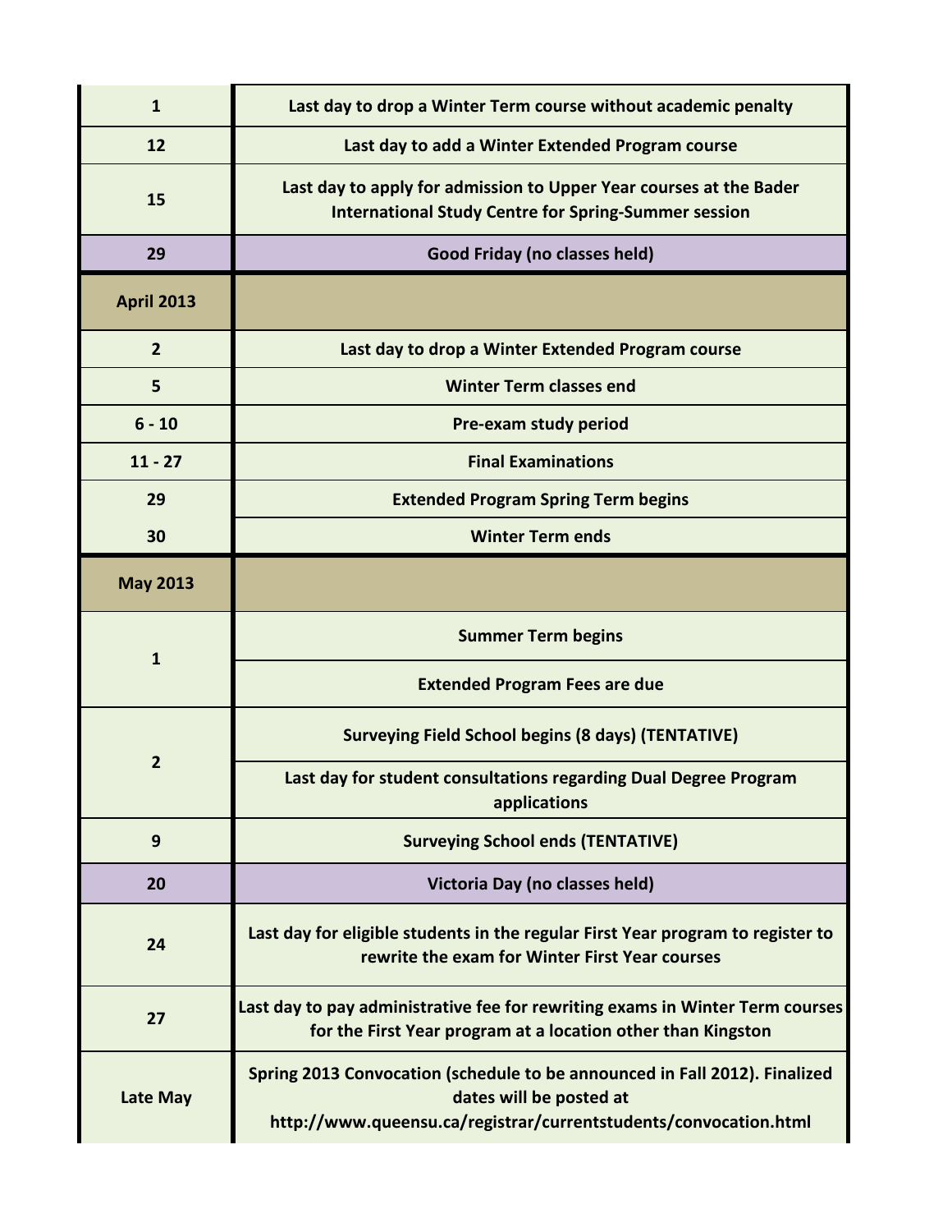| | |
|---|---|
| **1** | **Last day to drop a Winter Term course without academic penalty** |
| **12** | **Last day to add a Winter Extended Program course** |
| **15** | **Last day to apply for admission to Upper Year courses at the Bader International Study Centre for Spring-Summer session** |
| **29** | **Good Friday (no classes held)** |
| **April 2013** | |
| **2** | **Last day to drop a Winter Extended Program course** |
| **5** | **Winter Term classes end** |
| **6 - 10** | **Pre-exam study period** |
| **11 - 27** | **Final Examinations** |
| **29** | **Extended Program Spring Term begins** |
| **30** | **Winter Term ends** |
| **May 2013** | |
| **1** | **Summer Term begins** |
| | **Extended Program Fees are due** |
| **2** | **Surveying Field School begins (8 days) (TENTATIVE)** |
| | **Last day for student consultations regarding Dual Degree Program applications** |
| **9** | **Surveying School ends (TENTATIVE)** |
| **20** | **Victoria Day (no classes held)** |
| **24** | **Last day for eligible students in the regular First Year program to register to rewrite the exam for Winter First Year courses** |
| **27** | **Last day to pay administrative fee for rewriting exams in Winter Term courses for the First Year program at a location other than Kingston** |
| **Late May** | **Spring 2013 Convocation (schedule to be announced in Fall 2012). Finalized dates will be posted at http://www.queensu.ca/registrar/currentstudents/convocation.html** |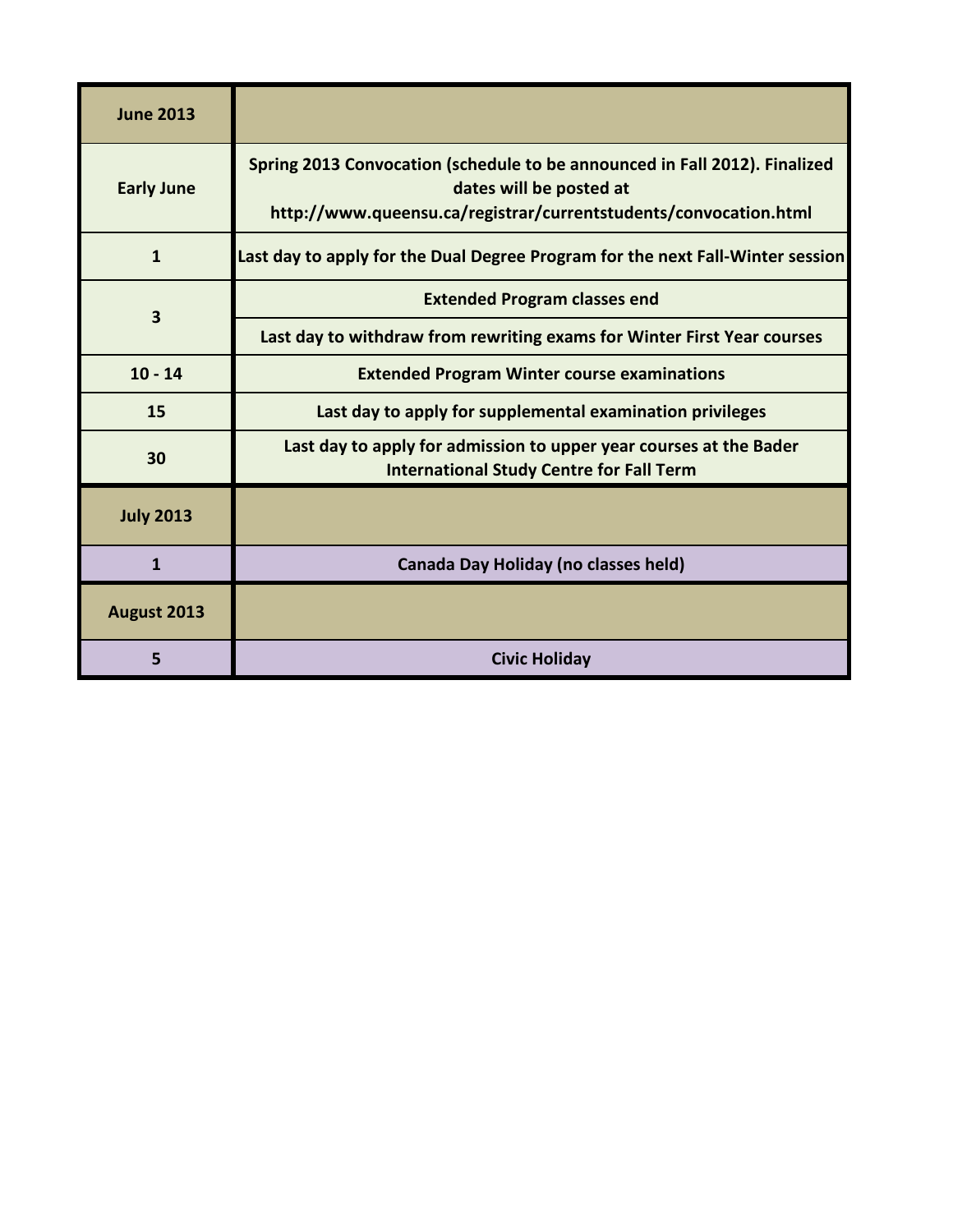| | |
|---|---|
| **June 2013** | |
| **Early June** | **Spring 2013 Convocation (schedule to be announced in Fall 2012). Finalized dates will be posted at http://www.queensu.ca/registrar/currentstudents/convocation.html** |
| **1** | **Last day to apply for the Dual Degree Program for the next Fall-Winter session** |
| **3** | **Extended Program classes end** |
| | **Last day to withdraw from rewriting exams for Winter First Year courses** |
| **10 - 14** | **Extended Program Winter course examinations** |
| **15** | **Last day to apply for supplemental examination privileges** |
| **30** | **Last day to apply for admission to upper year courses at the Bader International Study Centre for Fall Term** |
| **July 2013** | |
| **1** | **Canada Day Holiday (no classes held)** |
| **August 2013** | |
| **5** | **Civic Holiday** |